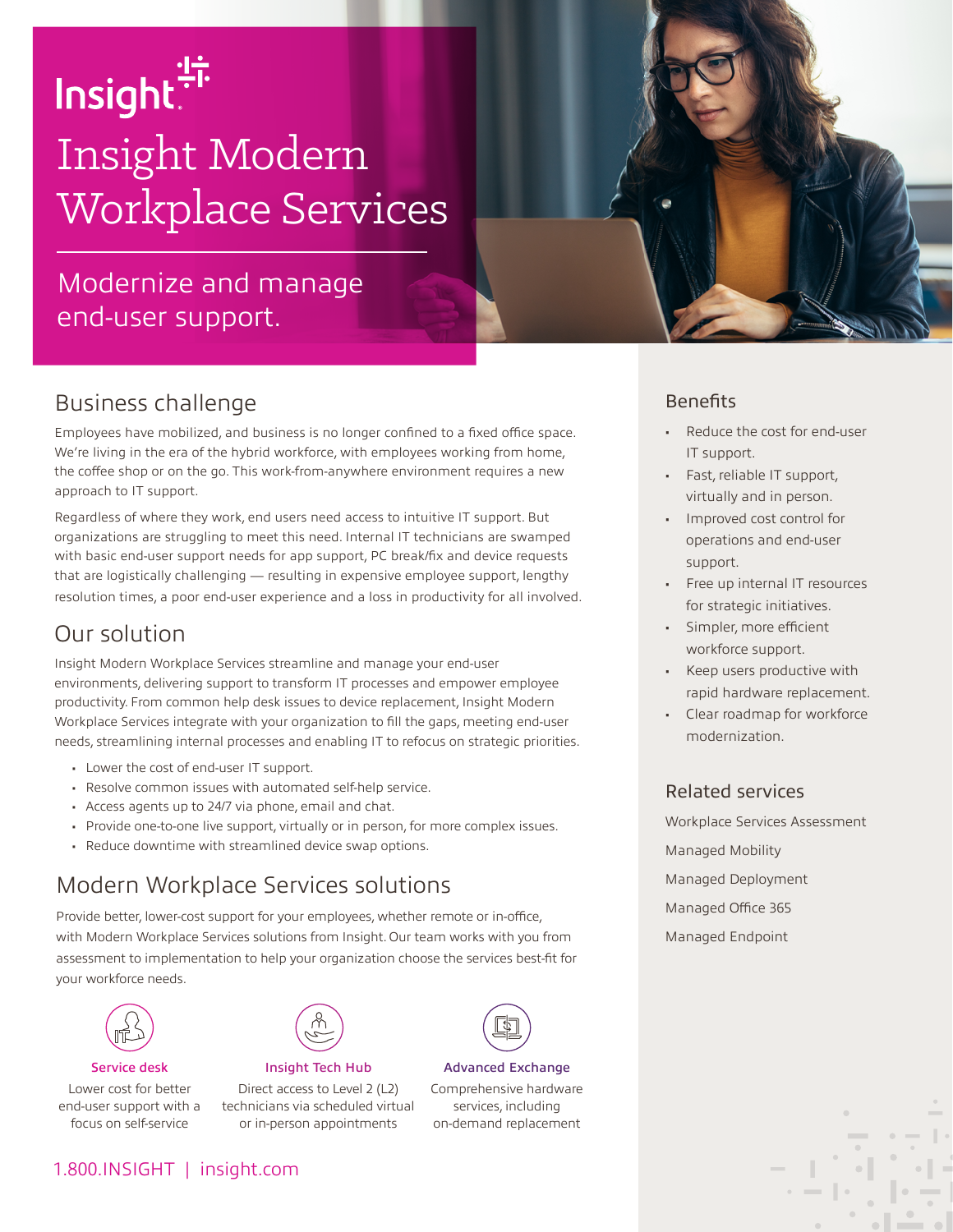Insight

# Insight Modern Workplace Services

Modernize and manage end-user support.

## Business challenge

Employees have mobilized, and business is no longer confined to a fixed office space. We're living in the era of the hybrid workforce, with employees working from home, the coffee shop or on the go. This work-from-anywhere environment requires a new approach to IT support.

Regardless of where they work, end users need access to intuitive IT support. But organizations are struggling to meet this need. Internal IT technicians are swamped with basic end-user support needs for app support, PC break/fix and device requests that are logistically challenging — resulting in expensive employee support, lengthy resolution times, a poor end-user experience and a loss in productivity for all involved.

## Our solution

Insight Modern Workplace Services streamline and manage your end-user environments, delivering support to transform IT processes and empower employee productivity. From common help desk issues to device replacement, Insight Modern Workplace Services integrate with your organization to fill the gaps, meeting end-user needs, streamlining internal processes and enabling IT to refocus on strategic priorities.

- Lower the cost of end-user IT support.
- Resolve common issues with automated self-help service.
- Access agents up to 24/7 via phone, email and chat.
- Provide one-to-one live support, virtually or in person, for more complex issues.
- Reduce downtime with streamlined device swap options.

## Modern Workplace Services solutions

Provide better, lower-cost support for your employees, whether remote or in-office, with Modern Workplace Services solutions from Insight. Our team works with you from assessment to implementation to help your organization choose the services best-fit for your workforce needs.

**Service desk**
Lower cost for better end-user support with a focus on self-service

**Insight Tech Hub**
Direct access to Level 2 (L2) technicians via scheduled virtual or in-person appointments

**Advanced Exchange**
Comprehensive hardware services, including on-demand replacement

1.800.INSIGHT | insight.com

## Benefits

- Reduce the cost for end-user IT support.
- Fast, reliable IT support, virtually and in person.
- Improved cost control for operations and end-user support.
- Free up internal IT resources for strategic initiatives.
- Simpler, more efficient workforce support.
- Keep users productive with rapid hardware replacement.
- Clear roadmap for workforce modernization.

## Related services

Workplace Services Assessment

Managed Mobility

Managed Deployment

Managed Office 365

Managed Endpoint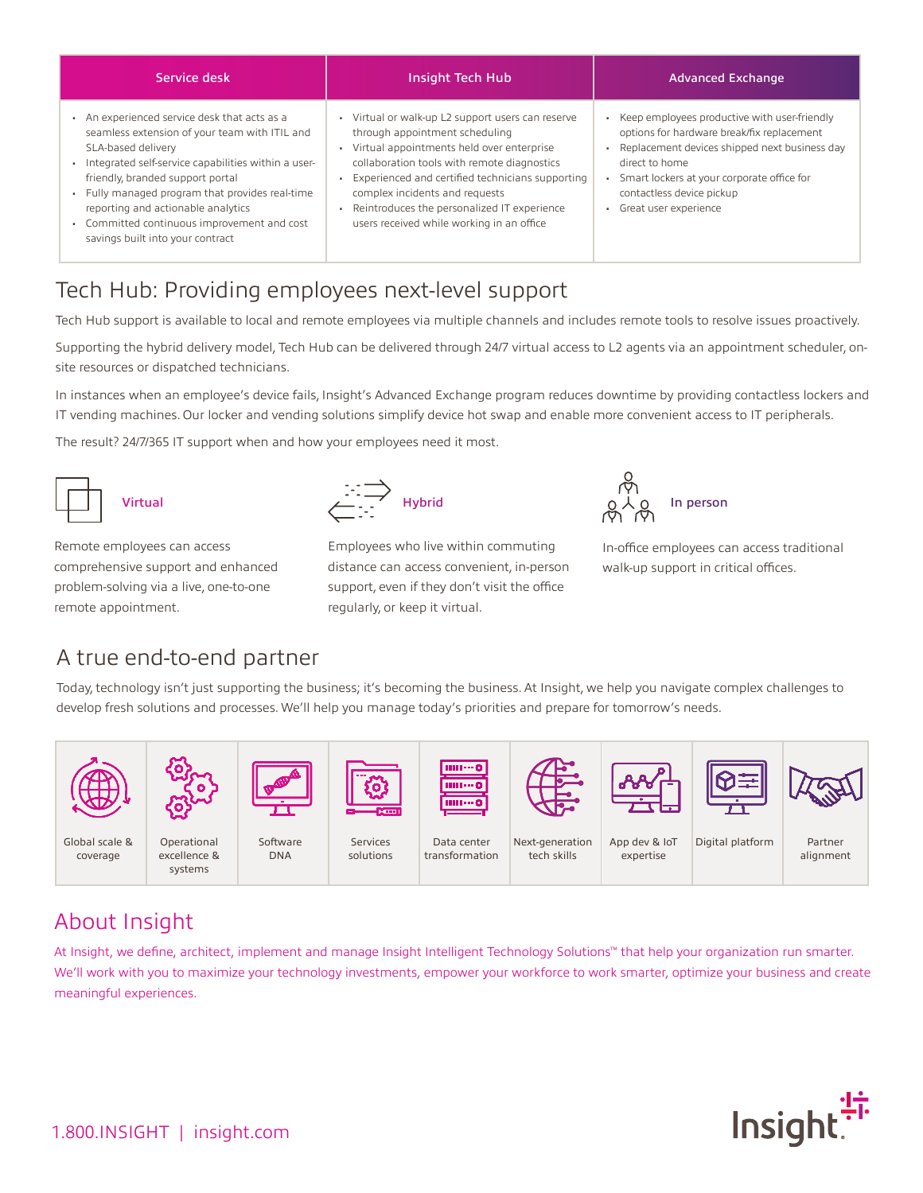| Service desk | Insight Tech Hub | Advanced Exchange |
|---|---|---|
| • An experienced service desk that acts as a seamless extension of your team with ITIL and SLA-based delivery<br>• Integrated self-service capabilities within a user-friendly, branded support portal<br>• Fully managed program that provides real-time reporting and actionable analytics<br>• Committed continuous improvement and cost savings built into your contract | • Virtual or walk-up L2 support users can reserve through appointment scheduling<br>• Virtual appointments held over enterprise collaboration tools with remote diagnostics<br>• Experienced and certified technicians supporting complex incidents and requests<br>• Reintroduces the personalized IT experience users received while working in an office | • Keep employees productive with user-friendly options for hardware break/fix replacement<br>• Replacement devices shipped next business day direct to home<br>• Smart lockers at your corporate office for contactless device pickup<br>• Great user experience |

## Tech Hub: Providing employees next-level support

Tech Hub support is available to local and remote employees via multiple channels and includes remote tools to resolve issues proactively.

Supporting the hybrid delivery model, Tech Hub can be delivered through 24/7 virtual access to L2 agents via an appointment scheduler, on-site resources or dispatched technicians.

In instances when an employee's device fails, Insight's Advanced Exchange program reduces downtime by providing contactless lockers and IT vending machines. Our locker and vending solutions simplify device hot swap and enable more convenient access to IT peripherals.

The result? 24/7/365 IT support when and how your employees need it most.

**Virtual**

Remote employees can access comprehensive support and enhanced problem-solving via a live, one-to-one remote appointment.

**Hybrid**

Employees who live within commuting distance can access convenient, in-person support, even if they don't visit the office regularly, or keep it virtual.

**In person**

In-office employees can access traditional walk-up support in critical offices.

## A true end-to-end partner

Today, technology isn't just supporting the business; it's becoming the business. At Insight, we help you navigate complex challenges to develop fresh solutions and processes. We'll help you manage today's priorities and prepare for tomorrow's needs.

Global scale & coverage

Operational excellence & systems

Software DNA

Services solutions

Data center transformation

Next-generation tech skills

App dev & IoT expertise

Digital platform

Partner alignment

## About Insight

At Insight, we define, architect, implement and manage Insight Intelligent Technology Solutions™ that help your organization run smarter. We'll work with you to maximize your technology investments, empower your workforce to work smarter, optimize your business and create meaningful experiences.

1.800.INSIGHT | insight.com

Insight